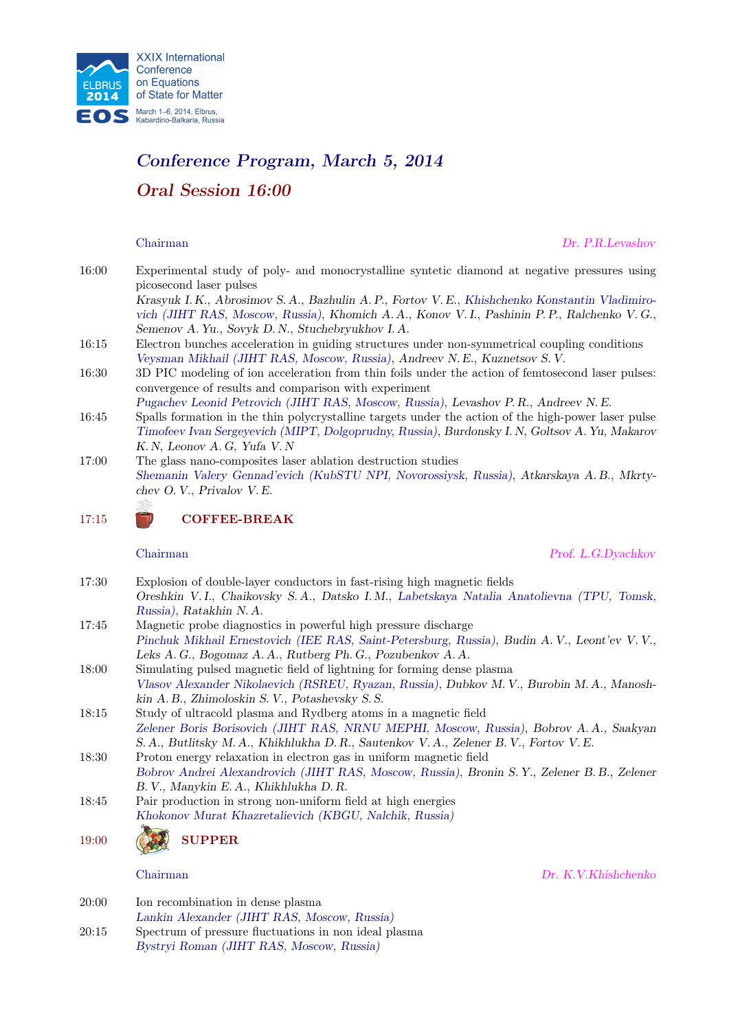XXIX International Conference on Equations of State for Matter

March 1–6, 2014, Elbrus, Kabardino-Balkaria, Russia

# *Conference Program, March 5, 2014*

## *Oral Session 16:00*

Chairman — *Dr. P.R.Levashov*

**16:00** Experimental study of poly- and monocrystalline syntetic diamond at negative pressures using picosecond laser pulses
*Krasyuk I. K., Abrosimov S. A., Bazhulin A. P., Fortov V. E., Khishchenko Konstantin Vladimirovich (JIHT RAS, Moscow, Russia), Khomich A. A., Konov V. I., Pashinin P. P., Ralchenko V. G., Semenov A. Yu., Sovyk D. N., Stuchebryukhov I. A.*

**16:15** Electron bunches acceleration in guiding structures under non-symmetrical coupling conditions
*Veysman Mikhail (JIHT RAS, Moscow, Russia), Andreev N. E., Kuznetsov S. V.*

**16:30** 3D PIC modeling of ion acceleration from thin foils under the action of femtosecond laser pulses: convergence of results and comparison with experiment
*Pugachev Leonid Petrovich (JIHT RAS, Moscow, Russia), Levashov P. R., Andreev N. E.*

**16:45** Spalls formation in the thin polycrystalline targets under the action of the high-power laser pulse
*Timofeev Ivan Sergeyevich (MIPT, Dolgoprudny, Russia), Burdonsky I. N, Goltsov A. Yu, Makarov K. N, Leonov A. G, Yufa V. N*

**17:00** The glass nano-composites laser ablation destruction studies
*Shemanin Valery Gennad'evich (KubSTU NPI, Novorossiysk, Russia), Atkarskaya A. B., Mkrtychev O. V., Privalov V. E.*

**17:15** **COFFEE-BREAK**

Chairman — *Prof. L.G.Dyachkov*

**17:30** Explosion of double-layer conductors in fast-rising high magnetic fields
*Oreshkin V. I., Chaikovsky S. A., Datsko I. M., Labetskaya Natalia Anatolievna (TPU, Tomsk, Russia), Ratakhin N. A.*

**17:45** Magnetic probe diagnostics in powerful high pressure discharge
*Pinchuk Mikhail Ernestovich (IEE RAS, Saint-Petersburg, Russia), Budin A. V., Leont'ev V. V., Leks A. G., Bogomaz A. A., Rutberg Ph. G., Pozubenkov A. A.*

**18:00** Simulating pulsed magnetic field of lightning for forming dense plasma
*Vlasov Alexander Nikolaevich (RSREU, Ryazan, Russia), Dubkov M. V., Burobin M. A., Manoshkin A. B., Zhimoloskin S. V., Potashevsky S. S.*

**18:15** Study of ultracold plasma and Rydberg atoms in a magnetic field
*Zelener Boris Borisovich (JIHT RAS, NRNU MEPHI, Moscow, Russia), Bobrov A. A., Saakyan S. A., Butlitsky M. A., Khikhlukha D. R., Sautenkov V. A., Zelener B. V., Fortov V. E.*

**18:30** Proton energy relaxation in electron gas in uniform magnetic field
*Bobrov Andrei Alexandrovich (JIHT RAS, Moscow, Russia), Bronin S. Y., Zelener B. B., Zelener B. V., Manykin E. A., Khikhlukha D. R.*

**18:45** Pair production in strong non-uniform field at high energies
*Khokonov Murat Khazretalievich (KBGU, Nalchik, Russia)*

**19:00** **SUPPER**

Chairman — *Dr. K.V.Khishchenko*

**20:00** Ion recombination in dense plasma
*Lankin Alexander (JIHT RAS, Moscow, Russia)*

**20:15** Spectrum of pressure fluctuations in non ideal plasma
*Bystryi Roman (JIHT RAS, Moscow, Russia)*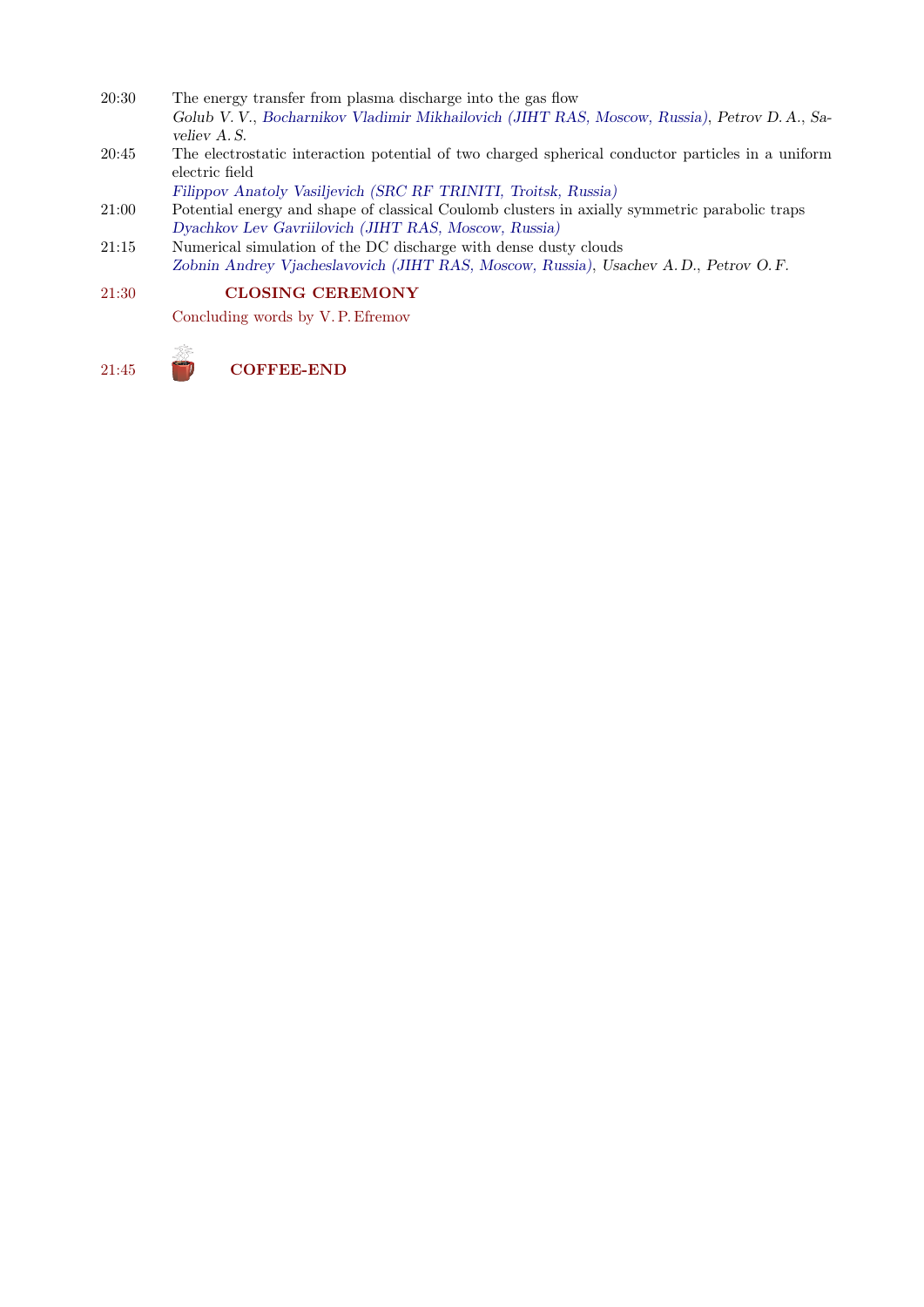20:30 The energy transfer from plasma discharge into the gas flow
*Golub V. V., Bocharnikov Vladimir Mikhailovich (JIHT RAS, Moscow, Russia), Petrov D. A., Saveliev A. S.*

20:45 The electrostatic interaction potential of two charged spherical conductor particles in a uniform electric field
*Filippov Anatoly Vasiljevich (SRC RF TRINITI, Troitsk, Russia)*

21:00 Potential energy and shape of classical Coulomb clusters in axially symmetric parabolic traps
*Dyachkov Lev Gavriilovich (JIHT RAS, Moscow, Russia)*

21:15 Numerical simulation of the DC discharge with dense dusty clouds
*Zobnin Andrey Vjacheslavovich (JIHT RAS, Moscow, Russia), Usachev A. D., Petrov O. F.*

21:30 **CLOSING CEREMONY**

Concluding words by V. P. Efremov

21:45 **COFFEE-END**